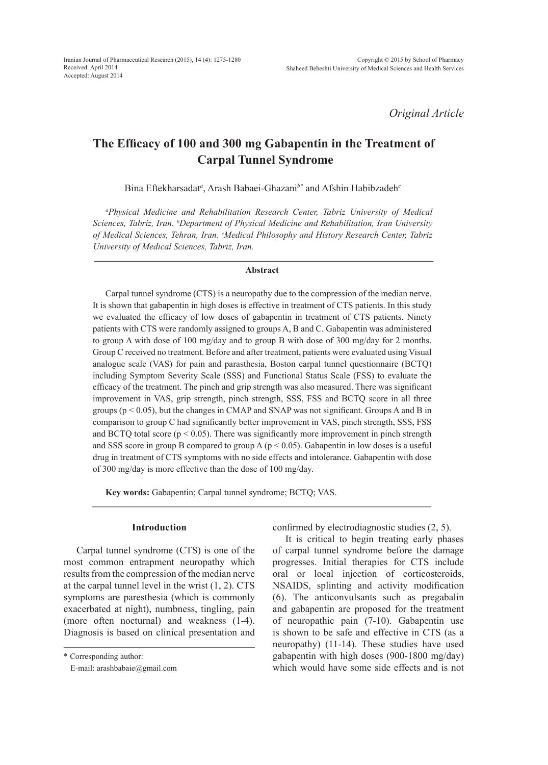*Original Article*

# The Efficacy of 100 and 300 mg Gabapentin in the Treatment of Carpal Tunnel Syndrome

Bina Eftekharsadat[a], Arash Babaei-Ghazani[b*] and Afshin Habibzadeh[c]

*[a]Physical Medicine and Rehabilitation Research Center, Tabriz University of Medical Sciences, Tabriz, Iran. [b]Department of Physical Medicine and Rehabilitation, Iran University of Medical Sciences, Tehran, Iran. [c]Medical Philosophy and History Research Center, Tabriz University of Medical Sciences, Tabriz, Iran.*

## Abstract

Carpal tunnel syndrome (CTS) is a neuropathy due to the compression of the median nerve. It is shown that gabapentin in high doses is effective in treatment of CTS patients. In this study we evaluated the efficacy of low doses of gabapentin in treatment of CTS patients. Ninety patients with CTS were randomly assigned to groups A, B and C. Gabapentin was administered to group A with dose of 100 mg/day and to group B with dose of 300 mg/day for 2 months. Group C received no treatment. Before and after treatment, patients were evaluated using Visual analogue scale (VAS) for pain and parasthesia, Boston carpal tunnel questionnaire (BCTQ) including Symptom Severity Scale (SSS) and Functional Status Scale (FSS) to evaluate the efficacy of the treatment. The pinch and grip strength was also measured. There was significant improvement in VAS, grip strength, pinch strength, SSS, FSS and BCTQ score in all three groups ($p < 0.05$), but the changes in CMAP and SNAP was not significant. Groups A and B in comparison to group C had significantly better improvement in VAS, pinch strength, SSS, FSS and BCTQ total score ($p < 0.05$). There was significantly more improvement in pinch strength and SSS score in group B compared to group A ($p < 0.05$). Gabapentin in low doses is a useful drug in treatment of CTS symptoms with no side effects and intolerance. Gabapentin with dose of 300 mg/day is more effective than the dose of 100 mg/day.

**Key words:** Gabapentin; Carpal tunnel syndrome; BCTQ; VAS.

## Introduction

Carpal tunnel syndrome (CTS) is one of the most common entrapment neuropathy which results from the compression of the median nerve at the carpal tunnel level in the wrist (1, 2). CTS symptoms are paresthesia (which is commonly exacerbated at night), numbness, tingling, pain (more often nocturnal) and weakness (1-4). Diagnosis is based on clinical presentation and confirmed by electrodiagnostic studies (2, 5).

It is critical to begin treating early phases of carpal tunnel syndrome before the damage progresses. Initial therapies for CTS include oral or local injection of corticosteroids, NSAIDS, splinting and activity modification (6). The anticonvulsants such as pregabalin and gabapentin are proposed for the treatment of neuropathic pain (7-10). Gabapentin use is shown to be safe and effective in CTS (as a neuropathy) (11-14). These studies have used gabapentin with high doses (900-1800 mg/day) which would have some side effects and is not

\* Corresponding author:
E-mail: arashbabaie@gmail.com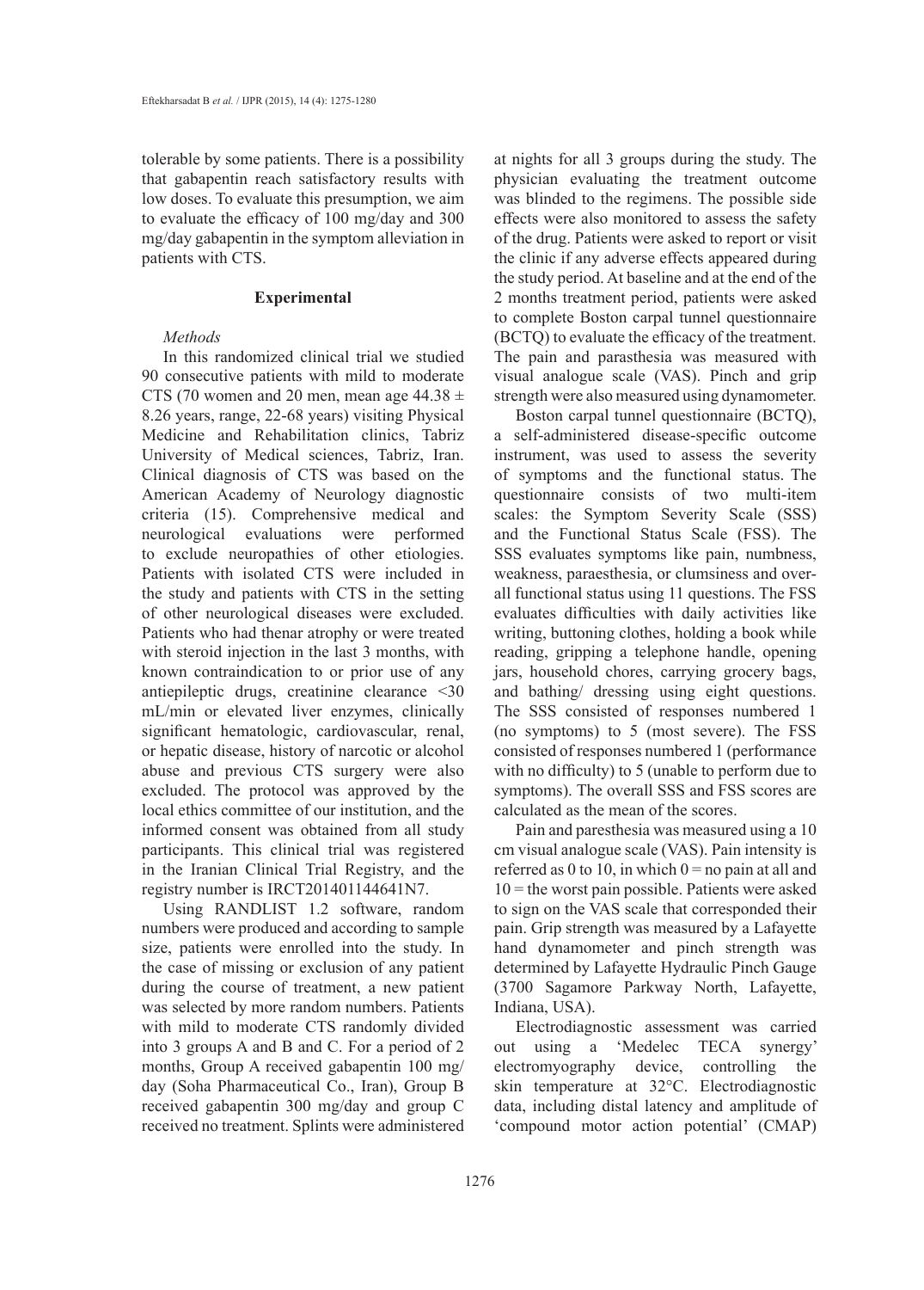tolerable by some patients. There is a possibility that gabapentin reach satisfactory results with low doses. To evaluate this presumption, we aim to evaluate the efficacy of 100 mg/day and 300 mg/day gabapentin in the symptom alleviation in patients with CTS.

## Experimental

### *Methods*

In this randomized clinical trial we studied 90 consecutive patients with mild to moderate CTS (70 women and 20 men, mean age 44.38 ± 8.26 years, range, 22-68 years) visiting Physical Medicine and Rehabilitation clinics, Tabriz University of Medical sciences, Tabriz, Iran. Clinical diagnosis of CTS was based on the American Academy of Neurology diagnostic criteria (15). Comprehensive medical and neurological evaluations were performed to exclude neuropathies of other etiologies. Patients with isolated CTS were included in the study and patients with CTS in the setting of other neurological diseases were excluded. Patients who had thenar atrophy or were treated with steroid injection in the last 3 months, with known contraindication to or prior use of any antiepileptic drugs, creatinine clearance <30 mL/min or elevated liver enzymes, clinically significant hematologic, cardiovascular, renal, or hepatic disease, history of narcotic or alcohol abuse and previous CTS surgery were also excluded. The protocol was approved by the local ethics committee of our institution, and the informed consent was obtained from all study participants. This clinical trial was registered in the Iranian Clinical Trial Registry, and the registry number is IRCT201401144641N7.

Using RANDLIST 1.2 software, random numbers were produced and according to sample size, patients were enrolled into the study. In the case of missing or exclusion of any patient during the course of treatment, a new patient was selected by more random numbers. Patients with mild to moderate CTS randomly divided into 3 groups A and B and C. For a period of 2 months, Group A received gabapentin 100 mg/day (Soha Pharmaceutical Co., Iran), Group B received gabapentin 300 mg/day and group C received no treatment. Splints were administered at nights for all 3 groups during the study. The physician evaluating the treatment outcome was blinded to the regimens. The possible side effects were also monitored to assess the safety of the drug. Patients were asked to report or visit the clinic if any adverse effects appeared during the study period. At baseline and at the end of the 2 months treatment period, patients were asked to complete Boston carpal tunnel questionnaire (BCTQ) to evaluate the efficacy of the treatment. The pain and parasthesia was measured with visual analogue scale (VAS). Pinch and grip strength were also measured using dynamometer.

Boston carpal tunnel questionnaire (BCTQ), a self-administered disease-specific outcome instrument, was used to assess the severity of symptoms and the functional status. The questionnaire consists of two multi-item scales: the Symptom Severity Scale (SSS) and the Functional Status Scale (FSS). The SSS evaluates symptoms like pain, numbness, weakness, paraesthesia, or clumsiness and overall functional status using 11 questions. The FSS evaluates difficulties with daily activities like writing, buttoning clothes, holding a book while reading, gripping a telephone handle, opening jars, household chores, carrying grocery bags, and bathing/ dressing using eight questions. The SSS consisted of responses numbered 1 (no symptoms) to 5 (most severe). The FSS consisted of responses numbered 1 (performance with no difficulty) to 5 (unable to perform due to symptoms). The overall SSS and FSS scores are calculated as the mean of the scores.

Pain and paresthesia was measured using a 10 cm visual analogue scale (VAS). Pain intensity is referred as 0 to 10, in which 0 = no pain at all and 10 = the worst pain possible. Patients were asked to sign on the VAS scale that corresponded their pain. Grip strength was measured by a Lafayette hand dynamometer and pinch strength was determined by Lafayette Hydraulic Pinch Gauge (3700 Sagamore Parkway North, Lafayette, Indiana, USA).

Electrodiagnostic assessment was carried out using a 'Medelec TECA synergy' electromyography device, controlling the skin temperature at 32°C. Electrodiagnostic data, including distal latency and amplitude of 'compound motor action potential' (CMAP)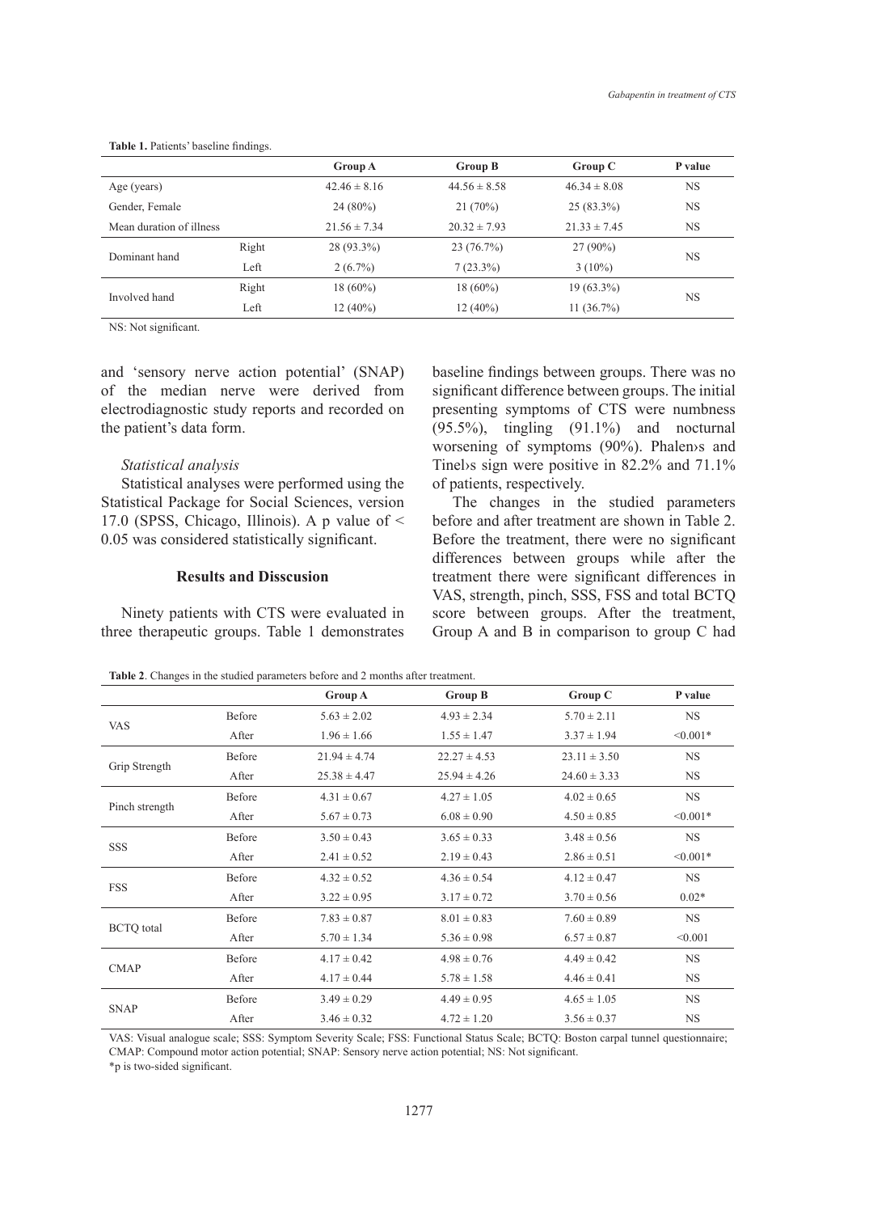**Table 1.** Patients' baseline findings.

| | | Group A | Group B | Group C | P value |
|---|---|---|---|---|---|
| Age (years) | | 42.46 ± 8.16 | 44.56 ± 8.58 | 46.34 ± 8.08 | NS |
| Gender, Female | | 24 (80%) | 21 (70%) | 25 (83.3%) | NS |
| Mean duration of illness | | 21.56 ± 7.34 | 20.32 ± 7.93 | 21.33 ± 7.45 | NS |
| Dominant hand | Right | 28 (93.3%) | 23 (76.7%) | 27 (90%) | NS |
| | Left | 2 (6.7%) | 7 (23.3%) | 3 (10%) | |
| Involved hand | Right | 18 (60%) | 18 (60%) | 19 (63.3%) | NS |
| | Left | 12 (40%) | 12 (40%) | 11 (36.7%) | |

NS: Not significant.

and 'sensory nerve action potential' (SNAP) of the median nerve were derived from electrodiagnostic study reports and recorded on the patient's data form.

*Statistical analysis*

Statistical analyses were performed using the Statistical Package for Social Sciences, version 17.0 (SPSS, Chicago, Illinois). A p value of < 0.05 was considered statistically significant.

## Results and Disscusion

Ninety patients with CTS were evaluated in three therapeutic groups. Table 1 demonstrates baseline findings between groups. There was no significant difference between groups. The initial presenting symptoms of CTS were numbness (95.5%), tingling (91.1%) and nocturnal worsening of symptoms (90%). Phalen›s and Tinel›s sign were positive in 82.2% and 71.1% of patients, respectively.

The changes in the studied parameters before and after treatment are shown in Table 2. Before the treatment, there were no significant differences between groups while after the treatment there were significant differences in VAS, strength, pinch, SSS, FSS and total BCTQ score between groups. After the treatment, Group A and B in comparison to group C had

**Table 2**. Changes in the studied parameters before and 2 months after treatment.

| | | Group A | Group B | Group C | P value |
|---|---|---|---|---|---|
| VAS | Before | 5.63 ± 2.02 | 4.93 ± 2.34 | 5.70 ± 2.11 | NS |
| | After | 1.96 ± 1.66 | 1.55 ± 1.47 | 3.37 ± 1.94 | <0.001* |
| Grip Strength | Before | 21.94 ± 4.74 | 22.27 ± 4.53 | 23.11 ± 3.50 | NS |
| | After | 25.38 ± 4.47 | 25.94 ± 4.26 | 24.60 ± 3.33 | NS |
| Pinch strength | Before | 4.31 ± 0.67 | 4.27 ± 1.05 | 4.02 ± 0.65 | NS |
| | After | 5.67 ± 0.73 | 6.08 ± 0.90 | 4.50 ± 0.85 | <0.001* |
| SSS | Before | 3.50 ± 0.43 | 3.65 ± 0.33 | 3.48 ± 0.56 | NS |
| | After | 2.41 ± 0.52 | 2.19 ± 0.43 | 2.86 ± 0.51 | <0.001* |
| FSS | Before | 4.32 ± 0.52 | 4.36 ± 0.54 | 4.12 ± 0.47 | NS |
| | After | 3.22 ± 0.95 | 3.17 ± 0.72 | 3.70 ± 0.56 | 0.02* |
| BCTQ total | Before | 7.83 ± 0.87 | 8.01 ± 0.83 | 7.60 ± 0.89 | NS |
| | After | 5.70 ± 1.34 | 5.36 ± 0.98 | 6.57 ± 0.87 | <0.001 |
| CMAP | Before | 4.17 ± 0.42 | 4.98 ± 0.76 | 4.49 ± 0.42 | NS |
| | After | 4.17 ± 0.44 | 5.78 ± 1.58 | 4.46 ± 0.41 | NS |
| SNAP | Before | 3.49 ± 0.29 | 4.49 ± 0.95 | 4.65 ± 1.05 | NS |
| | After | 3.46 ± 0.32 | 4.72 ± 1.20 | 3.56 ± 0.37 | NS |

VAS: Visual analogue scale; SSS: Symptom Severity Scale; FSS: Functional Status Scale; BCTQ: Boston carpal tunnel questionnaire; CMAP: Compound motor action potential; SNAP: Sensory nerve action potential; NS: Not significant.
*p is two-sided significant.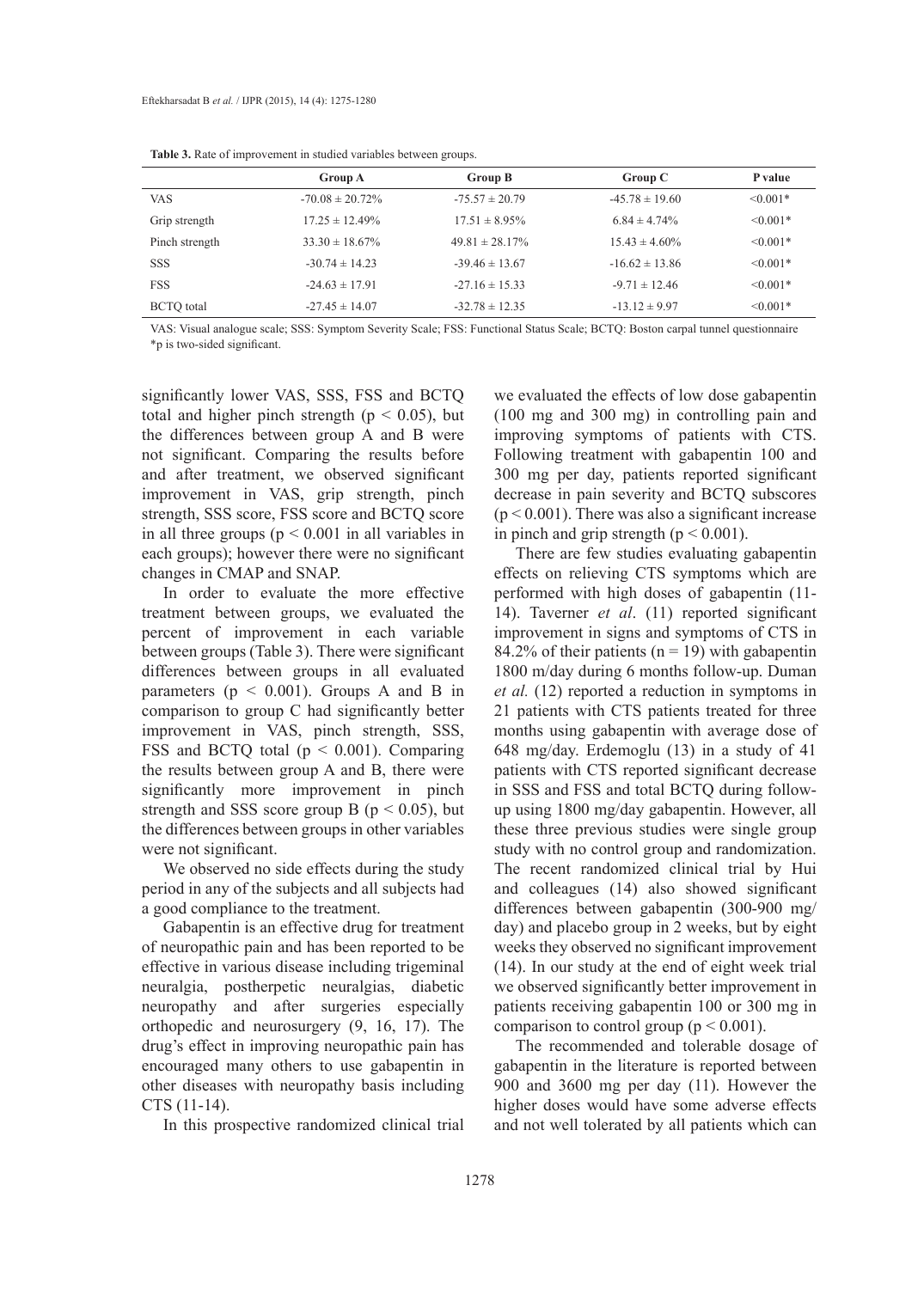**Table 3.** Rate of improvement in studied variables between groups.

| | Group A | Group B | Group C | P value |
|---|---|---|---|---|
| VAS | -70.08 ± 20.72% | -75.57 ± 20.79 | -45.78 ± 19.60 | <0.001* |
| Grip strength | 17.25 ± 12.49% | 17.51 ± 8.95% | 6.84 ± 4.74% | <0.001* |
| Pinch strength | 33.30 ± 18.67% | 49.81 ± 28.17% | 15.43 ± 4.60% | <0.001* |
| SSS | -30.74 ± 14.23 | -39.46 ± 13.67 | -16.62 ± 13.86 | <0.001* |
| FSS | -24.63 ± 17.91 | -27.16 ± 15.33 | -9.71 ± 12.46 | <0.001* |
| BCTQ total | -27.45 ± 14.07 | -32.78 ± 12.35 | -13.12 ± 9.97 | <0.001* |

VAS: Visual analogue scale; SSS: Symptom Severity Scale; FSS: Functional Status Scale; BCTQ: Boston carpal tunnel questionnaire
*p is two-sided significant.

significantly lower VAS, SSS, FSS and BCTQ total and higher pinch strength ($p < 0.05$), but the differences between group A and B were not significant. Comparing the results before and after treatment, we observed significant improvement in VAS, grip strength, pinch strength, SSS score, FSS score and BCTQ score in all three groups ($p < 0.001$ in all variables in each groups); however there were no significant changes in CMAP and SNAP.

In order to evaluate the more effective treatment between groups, we evaluated the percent of improvement in each variable between groups (Table 3). There were significant differences between groups in all evaluated parameters ($p < 0.001$). Groups A and B in comparison to group C had significantly better improvement in VAS, pinch strength, SSS, FSS and BCTQ total ($p < 0.001$). Comparing the results between group A and B, there were significantly more improvement in pinch strength and SSS score group B ($p < 0.05$), but the differences between groups in other variables were not significant.

We observed no side effects during the study period in any of the subjects and all subjects had a good compliance to the treatment.

Gabapentin is an effective drug for treatment of neuropathic pain and has been reported to be effective in various disease including trigeminal neuralgia, postherpetic neuralgias, diabetic neuropathy and after surgeries especially orthopedic and neurosurgery (9, 16, 17). The drug's effect in improving neuropathic pain has encouraged many others to use gabapentin in other diseases with neuropathy basis including CTS (11-14).

In this prospective randomized clinical trial we evaluated the effects of low dose gabapentin (100 mg and 300 mg) in controlling pain and improving symptoms of patients with CTS. Following treatment with gabapentin 100 and 300 mg per day, patients reported significant decrease in pain severity and BCTQ subscores ($p < 0.001$). There was also a significant increase in pinch and grip strength ($p < 0.001$).

There are few studies evaluating gabapentin effects on relieving CTS symptoms which are performed with high doses of gabapentin (11-14). Taverner *et al*. (11) reported significant improvement in signs and symptoms of CTS in 84.2% of their patients ($n = 19$) with gabapentin 1800 m/day during 6 months follow-up. Duman *et al.* (12) reported a reduction in symptoms in 21 patients with CTS patients treated for three months using gabapentin with average dose of 648 mg/day. Erdemoglu (13) in a study of 41 patients with CTS reported significant decrease in SSS and FSS and total BCTQ during follow-up using 1800 mg/day gabapentin. However, all these three previous studies were single group study with no control group and randomization. The recent randomized clinical trial by Hui and colleagues (14) also showed significant differences between gabapentin (300-900 mg/day) and placebo group in 2 weeks, but by eight weeks they observed no significant improvement (14). In our study at the end of eight week trial we observed significantly better improvement in patients receiving gabapentin 100 or 300 mg in comparison to control group ($p < 0.001$).

The recommended and tolerable dosage of gabapentin in the literature is reported between 900 and 3600 mg per day (11). However the higher doses would have some adverse effects and not well tolerated by all patients which can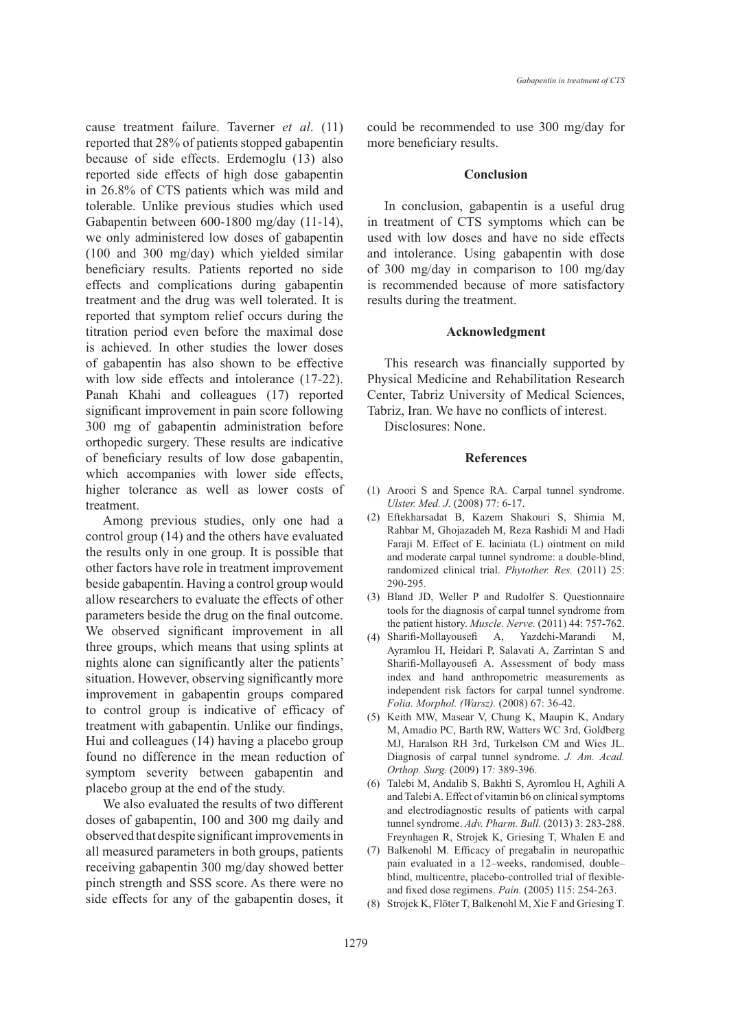cause treatment failure. Taverner *et al*. (11) reported that 28% of patients stopped gabapentin because of side effects. Erdemoglu (13) also reported side effects of high dose gabapentin in 26.8% of CTS patients which was mild and tolerable. Unlike previous studies which used Gabapentin between 600-1800 mg/day (11-14), we only administered low doses of gabapentin (100 and 300 mg/day) which yielded similar beneficiary results. Patients reported no side effects and complications during gabapentin treatment and the drug was well tolerated. It is reported that symptom relief occurs during the titration period even before the maximal dose is achieved. In other studies the lower doses of gabapentin has also shown to be effective with low side effects and intolerance (17-22). Panah Khahi and colleagues (17) reported significant improvement in pain score following 300 mg of gabapentin administration before orthopedic surgery. These results are indicative of beneficiary results of low dose gabapentin, which accompanies with lower side effects, higher tolerance as well as lower costs of treatment.

Among previous studies, only one had a control group (14) and the others have evaluated the results only in one group. It is possible that other factors have role in treatment improvement beside gabapentin. Having a control group would allow researchers to evaluate the effects of other parameters beside the drug on the final outcome. We observed significant improvement in all three groups, which means that using splints at nights alone can significantly alter the patients' situation. However, observing significantly more improvement in gabapentin groups compared to control group is indicative of efficacy of treatment with gabapentin. Unlike our findings, Hui and colleagues (14) having a placebo group found no difference in the mean reduction of symptom severity between gabapentin and placebo group at the end of the study.

We also evaluated the results of two different doses of gabapentin, 100 and 300 mg daily and observed that despite significant improvements in all measured parameters in both groups, patients receiving gabapentin 300 mg/day showed better pinch strength and SSS score. As there were no side effects for any of the gabapentin doses, it could be recommended to use 300 mg/day for more beneficiary results.

## Conclusion

In conclusion, gabapentin is a useful drug in treatment of CTS symptoms which can be used with low doses and have no side effects and intolerance. Using gabapentin with dose of 300 mg/day in comparison to 100 mg/day is recommended because of more satisfactory results during the treatment.

## Acknowledgment

This research was financially supported by Physical Medicine and Rehabilitation Research Center, Tabriz University of Medical Sciences, Tabriz, Iran. We have no conflicts of interest.

Disclosures: None.

## References

(1) Aroori S and Spence RA. Carpal tunnel syndrome. *Ulster. Med. J.* (2008) 77: 6-17.

(2) Eftekharsadat B, Kazem Shakouri S, Shimia M, Rahbar M, Ghojazadeh M, Reza Rashidi M and Hadi Faraji M. Effect of E. laciniata (L) ointment on mild and moderate carpal tunnel syndrome: a double-blind, randomized clinical trial. *Phytother. Res.* (2011) 25: 290-295.

(3) Bland JD, Weller P and Rudolfer S. Questionnaire tools for the diagnosis of carpal tunnel syndrome from the patient history. *Muscle. Nerve.* (2011) 44: 757-762.

(4) Sharifi-Mollayousefi A, Yazdchi-Marandi M, Ayramlou H, Heidari P, Salavati A, Zarrintan S and Sharifi-Mollayousefi A. Assessment of body mass index and hand anthropometric measurements as independent risk factors for carpal tunnel syndrome. *Folia. Morphol. (Warsz).* (2008) 67: 36-42.

(5) Keith MW, Masear V, Chung K, Maupin K, Andary M, Amadio PC, Barth RW, Watters WC 3rd, Goldberg MJ, Haralson RH 3rd, Turkelson CM and Wies JL. Diagnosis of carpal tunnel syndrome. *J. Am. Acad. Orthop. Surg.* (2009) 17: 389-396.

(6) Talebi M, Andalib S, Bakhti S, Ayromlou H, Aghili A and Talebi A. Effect of vitamin b6 on clinical symptoms and electrodiagnostic results of patients with carpal tunnel syndrome. *Adv. Pharm. Bull.* (2013) 3: 283-288.

(7) Freynhagen R, Strojek K, Griesing T, Whalen E and Balkenohl M. Efficacy of pregabalin in neuropathic pain evaluated in a 12–weeks, randomised, double–blind, multicentre, placebo-controlled trial of flexible- and fixed dose regimens. *Pain.* (2005) 115: 254-263.

(8) Strojek K, Flöter T, Balkenohl M, Xie F and Griesing T.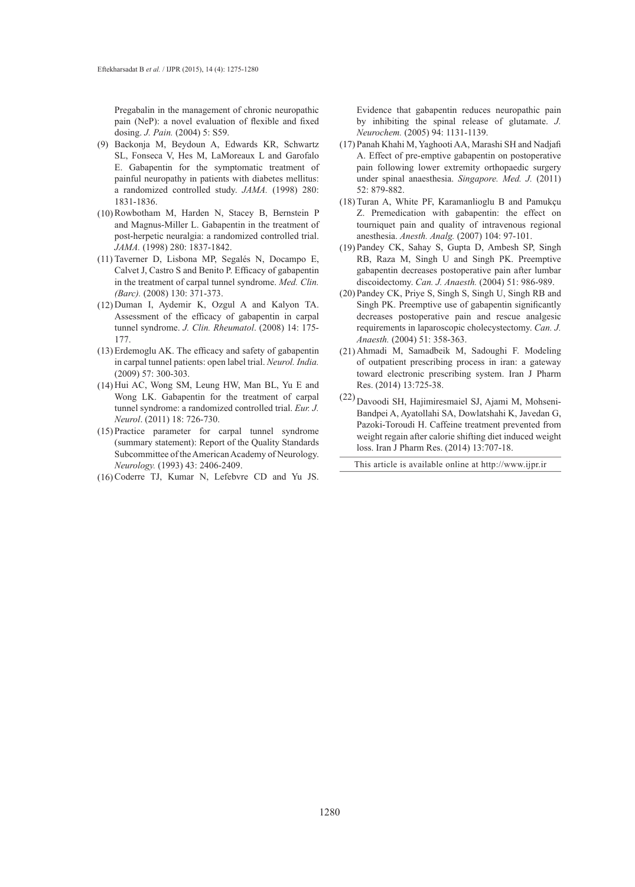Pregabalin in the management of chronic neuropathic pain (NeP): a novel evaluation of flexible and fixed dosing. *J. Pain.* (2004) 5: S59.

(9) Backonja M, Beydoun A, Edwards KR, Schwartz SL, Fonseca V, Hes M, LaMoreaux L and Garofalo E. Gabapentin for the symptomatic treatment of painful neuropathy in patients with diabetes mellitus: a randomized controlled study. *JAMA.* (1998) 280: 1831-1836.

(10) Rowbotham M, Harden N, Stacey B, Bernstein P and Magnus-Miller L. Gabapentin in the treatment of post-herpetic neuralgia: a randomized controlled trial. *JAMA.* (1998) 280: 1837-1842.

(11) Taverner D, Lisbona MP, Segalés N, Docampo E, Calvet J, Castro S and Benito P. Efficacy of gabapentin in the treatment of carpal tunnel syndrome. *Med. Clin. (Barc).* (2008) 130: 371-373.

(12) Duman I, Aydemir K, Ozgul A and Kalyon TA. Assessment of the efficacy of gabapentin in carpal tunnel syndrome. *J. Clin. Rheumatol*. (2008) 14: 175-177.

(13) Erdemoglu AK. The efficacy and safety of gabapentin in carpal tunnel patients: open label trial. *Neurol. India.* (2009) 57: 300-303.

(14) Hui AC, Wong SM, Leung HW, Man BL, Yu E and Wong LK. Gabapentin for the treatment of carpal tunnel syndrome: a randomized controlled trial. *Eur. J. Neurol*. (2011) 18: 726-730.

(15) Practice parameter for carpal tunnel syndrome (summary statement): Report of the Quality Standards Subcommittee of the American Academy of Neurology. *Neurology.* (1993) 43: 2406-2409.

(16) Coderre TJ, Kumar N, Lefebvre CD and Yu JS. Evidence that gabapentin reduces neuropathic pain by inhibiting the spinal release of glutamate. *J. Neurochem.* (2005) 94: 1131-1139.

(17) Panah Khahi M, Yaghooti AA, Marashi SH and Nadjafi A. Effect of pre-emptive gabapentin on postoperative pain following lower extremity orthopaedic surgery under spinal anaesthesia. *Singapore. Med. J.* (2011) 52: 879-882.

(18) Turan A, White PF, Karamanlioglu B and Pamukçu Z. Premedication with gabapentin: the effect on tourniquet pain and quality of intravenous regional anesthesia. *Anesth. Analg.* (2007) 104: 97-101.

(19) Pandey CK, Sahay S, Gupta D, Ambesh SP, Singh RB, Raza M, Singh U and Singh PK. Preemptive gabapentin decreases postoperative pain after lumbar discoidectomy. *Can. J. Anaesth.* (2004) 51: 986-989.

(20) Pandey CK, Priye S, Singh S, Singh U, Singh RB and Singh PK. Preemptive use of gabapentin significantly decreases postoperative pain and rescue analgesic requirements in laparoscopic cholecystectomy. *Can. J. Anaesth.* (2004) 51: 358-363.

(21) Ahmadi M, Samadbeik M, Sadoughi F. Modeling of outpatient prescribing process in iran: a gateway toward electronic prescribing system. Iran J Pharm Res. (2014) 13:725-38.

(22) Davoodi SH, Hajimiresmaiel SJ, Ajami M, Mohseni-Bandpei A, Ayatollahi SA, Dowlatshahi K, Javedan G, Pazoki-Toroudi H. Caffeine treatment prevented from weight regain after calorie shifting diet induced weight loss. Iran J Pharm Res. (2014) 13:707-18.

This article is available online at http://www.ijpr.ir